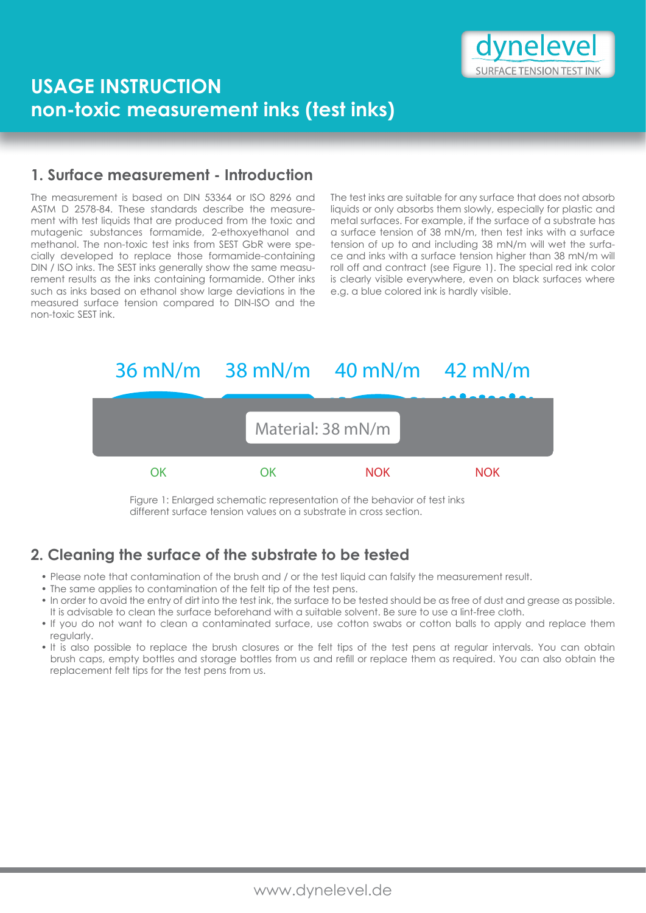dynelevel
SURFACE TENSION TEST INK

# USAGE INSTRUCTION
# non-toxic measurement inks (test inks)

## 1. Surface measurement - Introduction

The measurement is based on DIN 53364 or ISO 8296 and ASTM D 2578-84. These standards describe the measurement with test liquids that are produced from the toxic and mutagenic substances formamide, 2-ethoxyethanol and methanol. The non-toxic test inks from SEST GbR were specially developed to replace those formamide-containing DIN / ISO inks. The SEST inks generally show the same measurement results as the inks containing formamide. Other inks such as inks based on ethanol show large deviations in the measured surface tension compared to DIN-ISO and the non-toxic SEST ink.

The test inks are suitable for any surface that does not absorb liquids or only absorbs them slowly, especially for plastic and metal surfaces. For example, if the surface of a substrate has a surface tension of 38 mN/m, then test inks with a surface tension of up to and including 38 mN/m will wet the surface and inks with a surface tension higher than 38 mN/m will roll off and contract (see Figure 1). The special red ink color is clearly visible everywhere, even on black surfaces where e.g. a blue colored ink is hardly visible.

| 36 mN/m | 38 mN/m | 40 mN/m | 42 mN/m |
|---|---|---|---|
| OK | OK | NOK | NOK |

Material: 38 mN/m

Figure 1: Enlarged schematic representation of the behavior of test inks different surface tension values on a substrate in cross section.

## 2. Cleaning the surface of the substrate to be tested

- Please note that contamination of the brush and / or the test liquid can falsify the measurement result.
- The same applies to contamination of the felt tip of the test pens.
- In order to avoid the entry of dirt into the test ink, the surface to be tested should be as free of dust and grease as possible. It is advisable to clean the surface beforehand with a suitable solvent. Be sure to use a lint-free cloth.
- If you do not want to clean a contaminated surface, use cotton swabs or cotton balls to apply and replace them regularly.
- It is also possible to replace the brush closures or the felt tips of the test pens at regular intervals. You can obtain brush caps, empty bottles and storage bottles from us and refill or replace them as required. You can also obtain the replacement felt tips for the test pens from us.

www.dynelevel.de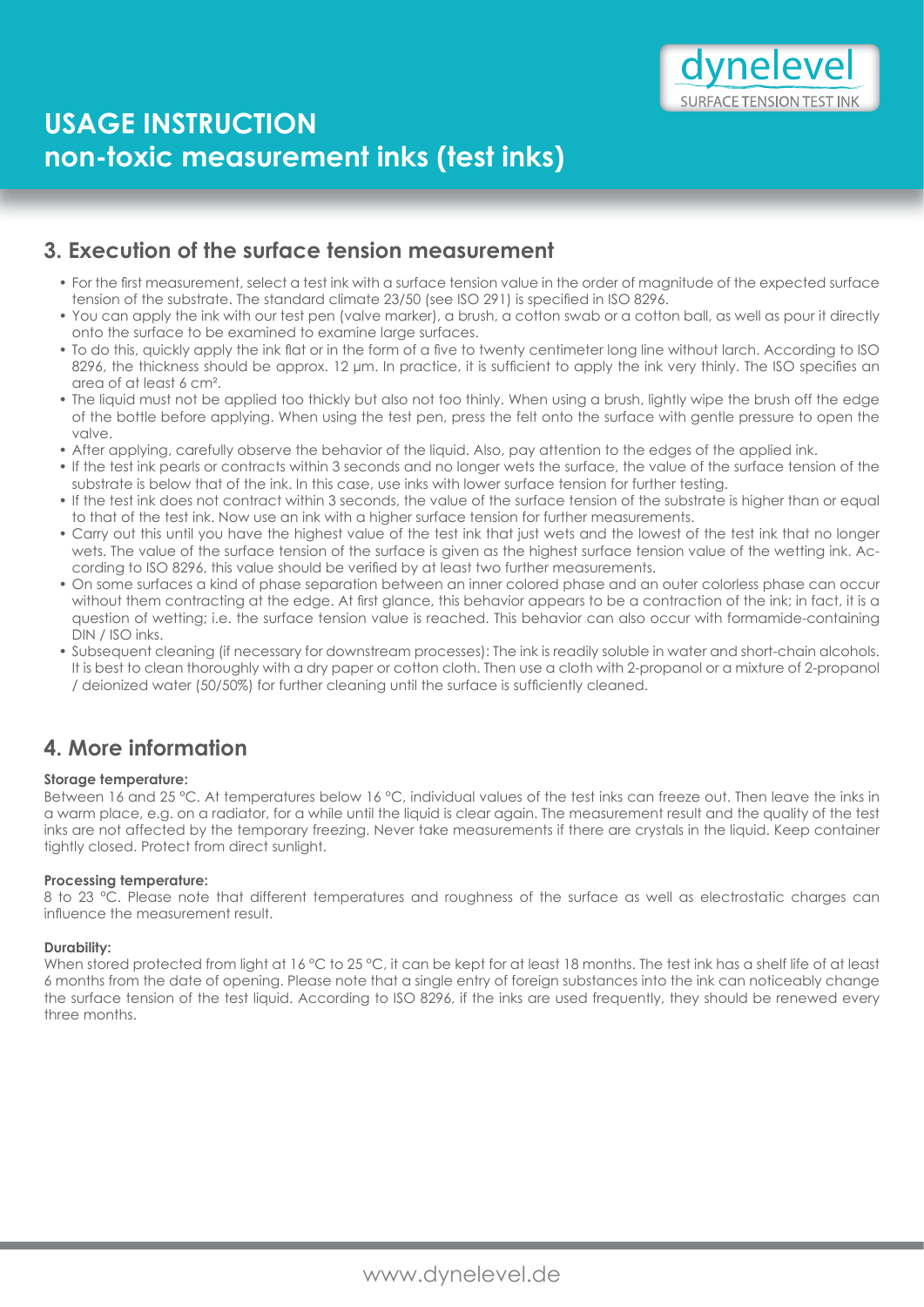# USAGE INSTRUCTION
# non-toxic measurement inks (test inks)

## 3. Execution of the surface tension measurement

- For the first measurement, select a test ink with a surface tension value in the order of magnitude of the expected surface tension of the substrate. The standard climate 23/50 (see ISO 291) is specified in ISO 8296.
- You can apply the ink with our test pen (valve marker), a brush, a cotton swab or a cotton ball, as well as pour it directly onto the surface to be examined to examine large surfaces.
- To do this, quickly apply the ink flat or in the form of a five to twenty centimeter long line without larch. According to ISO 8296, the thickness should be approx. 12 µm. In practice, it is sufficient to apply the ink very thinly. The ISO specifies an area of at least 6 cm².
- The liquid must not be applied too thickly but also not too thinly. When using a brush, lightly wipe the brush off the edge of the bottle before applying. When using the test pen, press the felt onto the surface with gentle pressure to open the valve.
- After applying, carefully observe the behavior of the liquid. Also, pay attention to the edges of the applied ink.
- If the test ink pearls or contracts within 3 seconds and no longer wets the surface, the value of the surface tension of the substrate is below that of the ink. In this case, use inks with lower surface tension for further testing.
- If the test ink does not contract within 3 seconds, the value of the surface tension of the substrate is higher than or equal to that of the test ink. Now use an ink with a higher surface tension for further measurements.
- Carry out this until you have the highest value of the test ink that just wets and the lowest of the test ink that no longer wets. The value of the surface tension of the surface is given as the highest surface tension value of the wetting ink. According to ISO 8296, this value should be verified by at least two further measurements.
- On some surfaces a kind of phase separation between an inner colored phase and an outer colorless phase can occur without them contracting at the edge. At first glance, this behavior appears to be a contraction of the ink; in fact, it is a question of wetting; i.e. the surface tension value is reached. This behavior can also occur with formamide-containing DIN / ISO inks.
- Subsequent cleaning (if necessary for downstream processes): The ink is readily soluble in water and short-chain alcohols. It is best to clean thoroughly with a dry paper or cotton cloth. Then use a cloth with 2-propanol or a mixture of 2-propanol / deionized water (50/50%) for further cleaning until the surface is sufficiently cleaned.

## 4. More information

**Storage temperature:**
Between 16 and 25 °C. At temperatures below 16 °C, individual values of the test inks can freeze out. Then leave the inks in a warm place, e.g. on a radiator, for a while until the liquid is clear again. The measurement result and the quality of the test inks are not affected by the temporary freezing. Never take measurements if there are crystals in the liquid. Keep container tightly closed. Protect from direct sunlight.

**Processing temperature:**
8 to 23 °C. Please note that different temperatures and roughness of the surface as well as electrostatic charges can influence the measurement result.

**Durability:**
When stored protected from light at 16 °C to 25 °C, it can be kept for at least 18 months. The test ink has a shelf life of at least 6 months from the date of opening. Please note that a single entry of foreign substances into the ink can noticeably change the surface tension of the test liquid. According to ISO 8296, if the inks are used frequently, they should be renewed every three months.